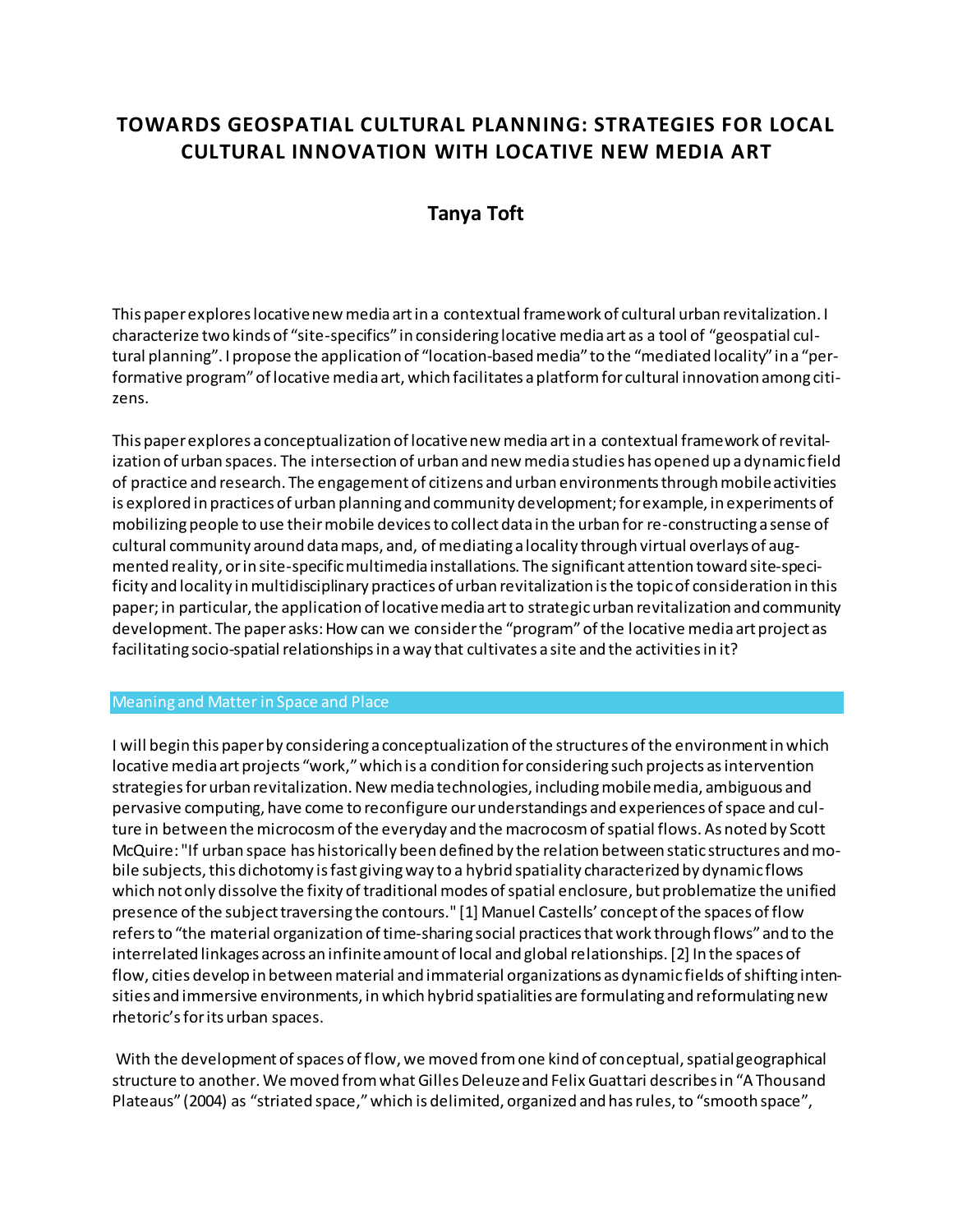# TOWARDS GEOSPATIAL CULTURAL PLANNING: STRATEGIES FOR LOCAL CULTURAL INNOVATION WITH LOCATIVE NEW MEDIA ART

## Tanya Toft

This paper explores locative new media art in a contextual framework of cultural urban revitalization. I characterize two kinds of "site-specifics" in considering locative media art as a tool of "geospatial cultural planning". I propose the application of "location-based media" to the "mediated locality" in a "performative program" of locative media art, which facilitates a platform for cultural innovation among citizens.

This paper explores a conceptualization of locative new media art in a contextual framework of revitalization of urban spaces. The intersection of urban and new media studies has opened up a dynamic field of practice and research. The engagement of citizens and urban environments through mobile activities is explored in practices of urban planning and community development; for example, in experiments of mobilizing people to use their mobile devices to collect data in the urban for re-constructing a sense of cultural community around data maps, and, of mediating a locality through virtual overlays of augmented reality, or in site-specific multimedia installations. The significant attention toward site-specificity and locality in multidisciplinary practices of urban revitalization is the topic of consideration in this paper; in particular, the application of locative media art to strategic urban revitalization and community development. The paper asks: How can we consider the "program" of the locative media art project as facilitating socio-spatial relationships in a way that cultivates a site and the activities in it?

## Meaning and Matter in Space and Place

I will begin this paper by considering a conceptualization of the structures of the environment in which locative media art projects "work," which is a condition for considering such projects as intervention strategies for urban revitalization. New media technologies, including mobile media, ambiguous and pervasive computing, have come to reconfigure our understandings and experiences of space and culture in between the microcosm of the everyday and the macrocosm of spatial flows. As noted by Scott McQuire: "If urban space has historically been defined by the relation between static structures and mobile subjects, this dichotomy is fast giving way to a hybrid spatiality characterized by dynamic flows which not only dissolve the fixity of traditional modes of spatial enclosure, but problematize the unified presence of the subject traversing the contours." [1] Manuel Castells' concept of the spaces of flow refers to "the material organization of time-sharing social practices that work through flows" and to the interrelated linkages across an infinite amount of local and global relationships. [2] In the spaces of flow, cities develop in between material and immaterial organizations as dynamic fields of shifting intensities and immersive environments, in which hybrid spatialities are formulating and reformulating new rhetoric's for its urban spaces.

With the development of spaces of flow, we moved from one kind of conceptual, spatial geographical structure to another. We moved from what Gilles Deleuze and Felix Guattari describes in "A Thousand Plateaus" (2004) as "striated space," which is delimited, organized and has rules, to "smooth space",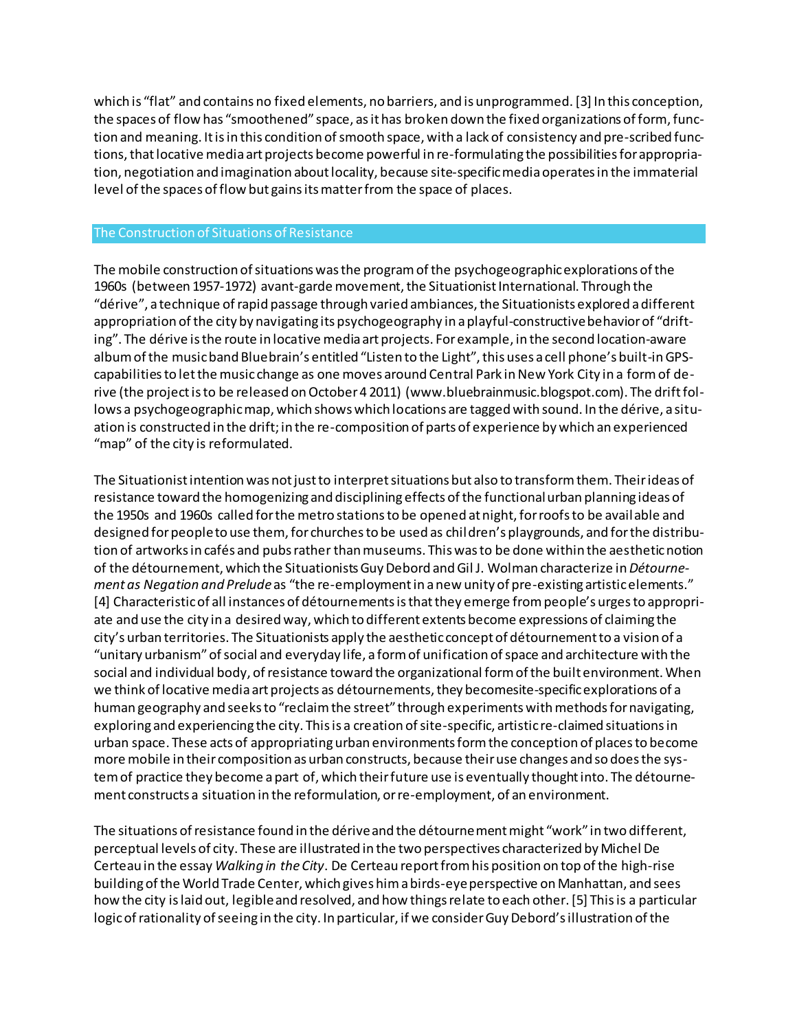which is "flat" and contains no fixed elements, no barriers, and is unprogrammed. [3] In this conception, the spaces of flow has "smoothened" space, as it has broken down the fixed organizations of form, function and meaning. It is in this condition of smooth space, with a lack of consistency and pre-scribed functions, that locative media art projects become powerful in re-formulating the possibilities for appropriation, negotiation and imagination about locality, because site-specific media operates in the immaterial level of the spaces of flow but gains its matter from the space of places.

## The Construction of Situations of Resistance

The mobile construction of situations was the program of the psychogeographic explorations of the 1960s (between 1957-1972) avant-garde movement, the Situationist International. Through the "dérive", a technique of rapid passage through varied ambiances, the Situationists explored a different appropriation of the city by navigating its psychogeography in a playful-constructive behavior of "drifting". The dérive is the route in locative media art projects. For example, in the second location-aware album of the music band Bluebrain's entitled "Listen to the Light", this uses a cell phone's built-in GPS-capabilities to let the music change as one moves around Central Park in New York City in a form of derive (the project is to be released on October 4 2011) (www.bluebrainmusic.blogspot.com). The drift follows a psychogeographic map, which shows which locations are tagged with sound. In the dérive, a situation is constructed in the drift; in the re-composition of parts of experience by which an experienced "map" of the city is reformulated.

The Situationist intention was not just to interpret situations but also to transform them. Their ideas of resistance toward the homogenizing and disciplining effects of the functional urban planning ideas of the 1950s and 1960s called for the metro stations to be opened at night, for roofs to be available and designed for people to use them, for churches to be used as children's playgrounds, and for the distribution of artworks in cafés and pubs rather than museums. This was to be done within the aesthetic notion of the détournement, which the Situationists Guy Debord and Gil J. Wolman characterize in *Détournement as Negation and Prelude* as "the re-employment in a new unity of pre-existing artistic elements." [4] Characteristic of all instances of détournements is that they emerge from people's urges to appropriate and use the city in a desired way, which to different extents become expressions of claiming the city's urban territories. The Situationists apply the aesthetic concept of détournement to a vision of a "unitary urbanism" of social and everyday life, a form of unification of space and architecture with the social and individual body, of resistance toward the organizational form of the built environment. When we think of locative media art projects as détournements, they becomesite-specific explorations of a human geography and seeks to "reclaim the street" through experiments with methods for navigating, exploring and experiencing the city. This is a creation of site-specific, artistic re-claimed situations in urban space. These acts of appropriating urban environments form the conception of places to become more mobile in their composition as urban constructs, because their use changes and so does the system of practice they become a part of, which their future use is eventually thought into. The détournement constructs a situation in the reformulation, or re-employment, of an environment.

The situations of resistance found in the dérive and the détournement might "work" in two different, perceptual levels of city. These are illustrated in the two perspectives characterized by Michel De Certeau in the essay *Walking in the City*. De Certeau report from his position on top of the high-rise building of the World Trade Center, which gives him a birds-eye perspective on Manhattan, and sees how the city is laid out, legible and resolved, and how things relate to each other. [5] This is a particular logic of rationality of seeing in the city. In particular, if we consider Guy Debord's illustration of the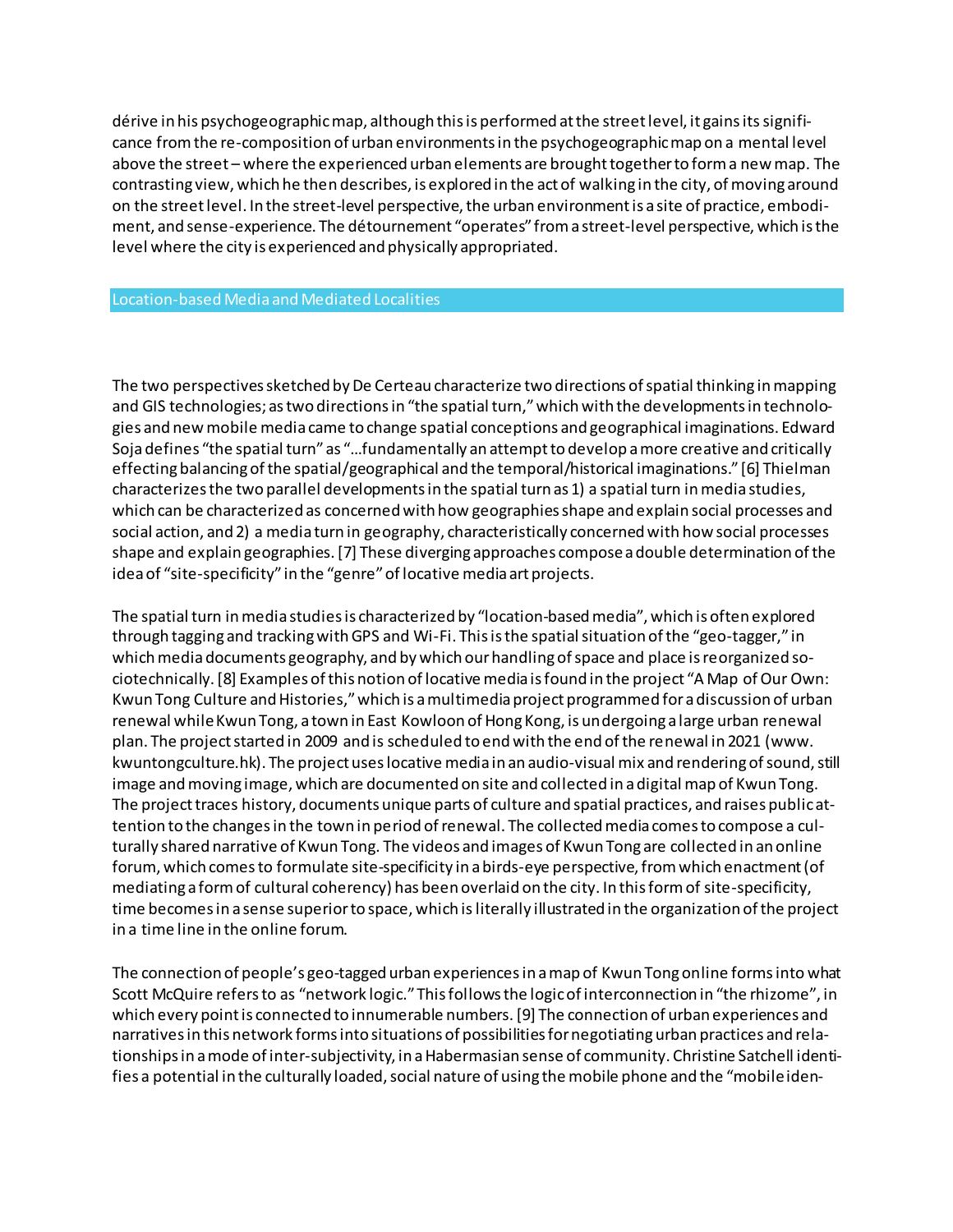dérive in his psychogeographic map, although this is performed at the street level, it gains its significance from the re-composition of urban environments in the psychogeographic map on a mental level above the street – where the experienced urban elements are brought together to form a new map. The contrasting view, which he then describes, is explored in the act of walking in the city, of moving around on the street level. In the street-level perspective, the urban environment is a site of practice, embodiment, and sense-experience. The détournement "operates" from a street-level perspective, which is the level where the city is experienced and physically appropriated.

## Location-based Media and Mediated Localities

The two perspectives sketched by De Certeau characterize two directions of spatial thinking in mapping and GIS technologies; as two directions in "the spatial turn," which with the developments in technologies and new mobile media came to change spatial conceptions and geographical imaginations. Edward Soja defines "the spatial turn" as "…fundamentally an attempt to develop a more creative and critically effecting balancing of the spatial/geographical and the temporal/historical imaginations." [6] Thielman characterizes the two parallel developments in the spatial turn as 1) a spatial turn in media studies, which can be characterized as concerned with how geographies shape and explain social processes and social action, and 2) a media turn in geography, characteristically concerned with how social processes shape and explain geographies. [7] These diverging approaches compose a double determination of the idea of "site-specificity" in the "genre" of locative media art projects.

The spatial turn in media studies is characterized by "location-based media", which is often explored through tagging and tracking with GPS and Wi-Fi. This is the spatial situation of the "geo-tagger," in which media documents geography, and by which our handling of space and place is reorganized sociotechnically. [8] Examples of this notion of locative media is found in the project "A Map of Our Own: Kwun Tong Culture and Histories," which is a multimedia project programmed for a discussion of urban renewal while Kwun Tong, a town in East Kowloon of Hong Kong, is undergoing a large urban renewal plan. The project started in 2009 and is scheduled to end with the end of the renewal in 2021 (www.kwuntongculture.hk). The project uses locative media in an audio-visual mix and rendering of sound, still image and moving image, which are documented on site and collected in a digital map of Kwun Tong. The project traces history, documents unique parts of culture and spatial practices, and raises public attention to the changes in the town in period of renewal. The collected media comes to compose a culturally shared narrative of Kwun Tong. The videos and images of Kwun Tong are collected in an online forum, which comes to formulate site-specificity in a birds-eye perspective, from which enactment (of mediating a form of cultural coherency) has been overlaid on the city. In this form of site-specificity, time becomes in a sense superior to space, which is literally illustrated in the organization of the project in a time line in the online forum.

The connection of people's geo-tagged urban experiences in a map of Kwun Tong online forms into what Scott McQuire refers to as "network logic." This follows the logic of interconnection in "the rhizome", in which every point is connected to innumerable numbers. [9] The connection of urban experiences and narratives in this network forms into situations of possibilities for negotiating urban practices and relationships in a mode of inter-subjectivity, in a Habermasian sense of community. Christine Satchell identifies a potential in the culturally loaded, social nature of using the mobile phone and the "mobile iden-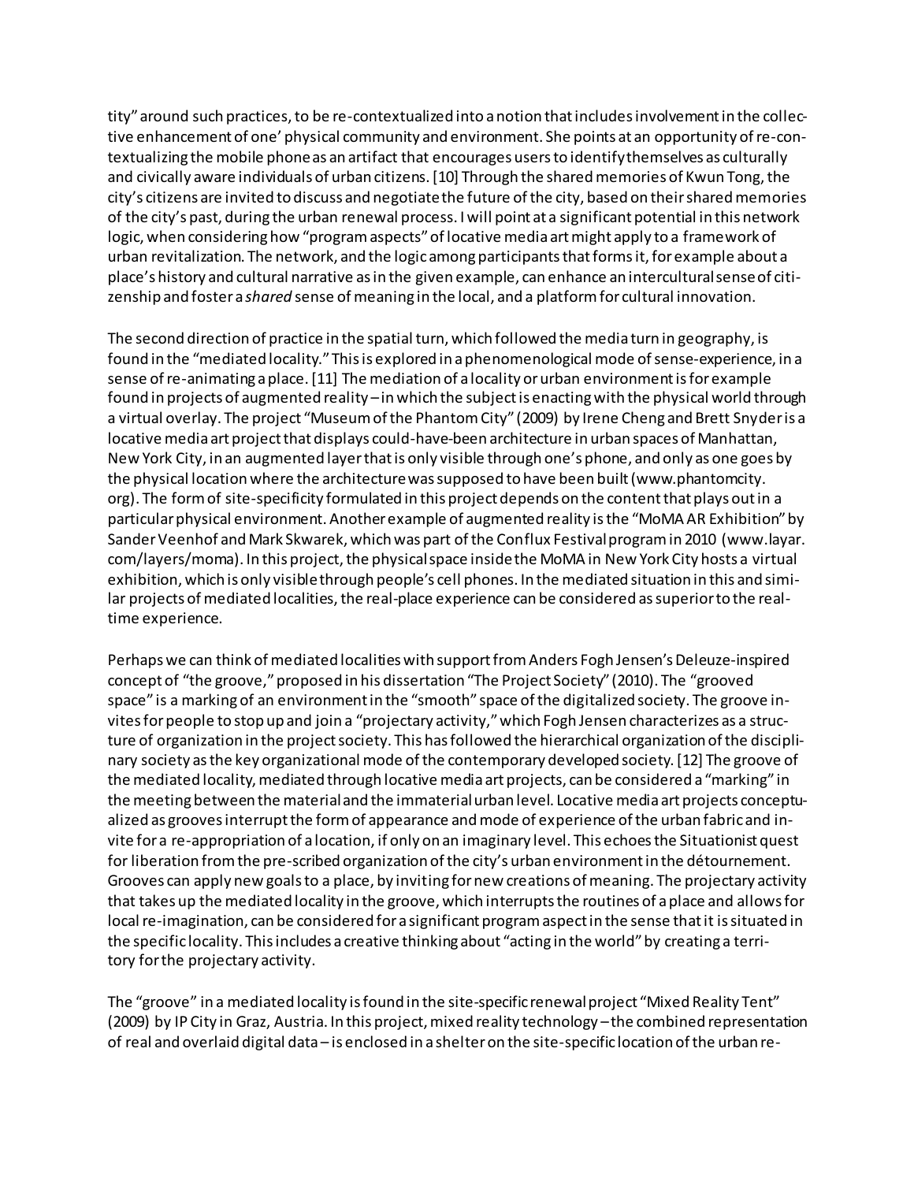tity" around such practices, to be re-contextualized into a notion that includes involvement in the collective enhancement of one' physical community and environment. She points at an opportunity of re-contextualizing the mobile phone as an artifact that encourages users to identify themselves as culturally and civically aware individuals of urban citizens. [10] Through the shared memories of Kwun Tong, the city's citizens are invited to discuss and negotiate the future of the city, based on their shared memories of the city's past, during the urban renewal process. I will point at a significant potential in this network logic, when considering how "program aspects" of locative media art might apply to a framework of urban revitalization. The network, and the logic among participants that forms it, for example about a place's history and cultural narrative as in the given example, can enhance an intercultural sense of citizenship and foster a *shared* sense of meaning in the local, and a platform for cultural innovation.

The second direction of practice in the spatial turn, which followed the media turn in geography, is found in the "mediated locality." This is explored in a phenomenological mode of sense-experience, in a sense of re-animating a place. [11] The mediation of a locality or urban environment is for example found in projects of augmented reality – in which the subject is enacting with the physical world through a virtual overlay. The project "Museum of the Phantom City" (2009) by Irene Cheng and Brett Snyder is a locative media art project that displays could-have-been architecture in urban spaces of Manhattan, New York City, in an augmented layer that is only visible through one's phone, and only as one goes by the physical location where the architecture was supposed to have been built (www.phantomcity.org). The form of site-specificity formulated in this project depends on the content that plays out in a particular physical environment. Another example of augmented reality is the "MoMA AR Exhibition" by Sander Veenhof and Mark Skwarek, which was part of the Conflux Festival program in 2010 (www.layar.com/layers/moma). In this project, the physical space inside the MoMA in New York City hosts a virtual exhibition, which is only visible through people's cell phones. In the mediated situation in this and similar projects of mediated localities, the real-place experience can be considered as superior to the real-time experience.

Perhaps we can think of mediated localities with support from Anders Fogh Jensen's Deleuze-inspired concept of "the groove," proposed in his dissertation "The Project Society" (2010). The "grooved space" is a marking of an environment in the "smooth" space of the digitalized society. The groove invites for people to stop up and join a "projectary activity," which Fogh Jensen characterizes as a structure of organization in the project society. This has followed the hierarchical organization of the disciplinary society as the key organizational mode of the contemporary developed society. [12] The groove of the mediated locality, mediated through locative media art projects, can be considered a "marking" in the meeting between the material and the immaterial urban level. Locative media art projects conceptualized as grooves interrupt the form of appearance and mode of experience of the urban fabric and invite for a re-appropriation of a location, if only on an imaginary level. This echoes the Situationist quest for liberation from the pre-scribed organization of the city's urban environment in the détournement. Grooves can apply new goals to a place, by inviting for new creations of meaning. The projectary activity that takes up the mediated locality in the groove, which interrupts the routines of a place and allows for local re-imagination, can be considered for a significant program aspect in the sense that it is situated in the specific locality. This includes a creative thinking about "acting in the world" by creating a territory for the projectary activity.

The "groove" in a mediated locality is found in the site-specific renewal project "Mixed Reality Tent" (2009) by IP City in Graz, Austria. In this project, mixed reality technology – the combined representation of real and overlaid digital data – is enclosed in a shelter on the site-specific location of the urban re-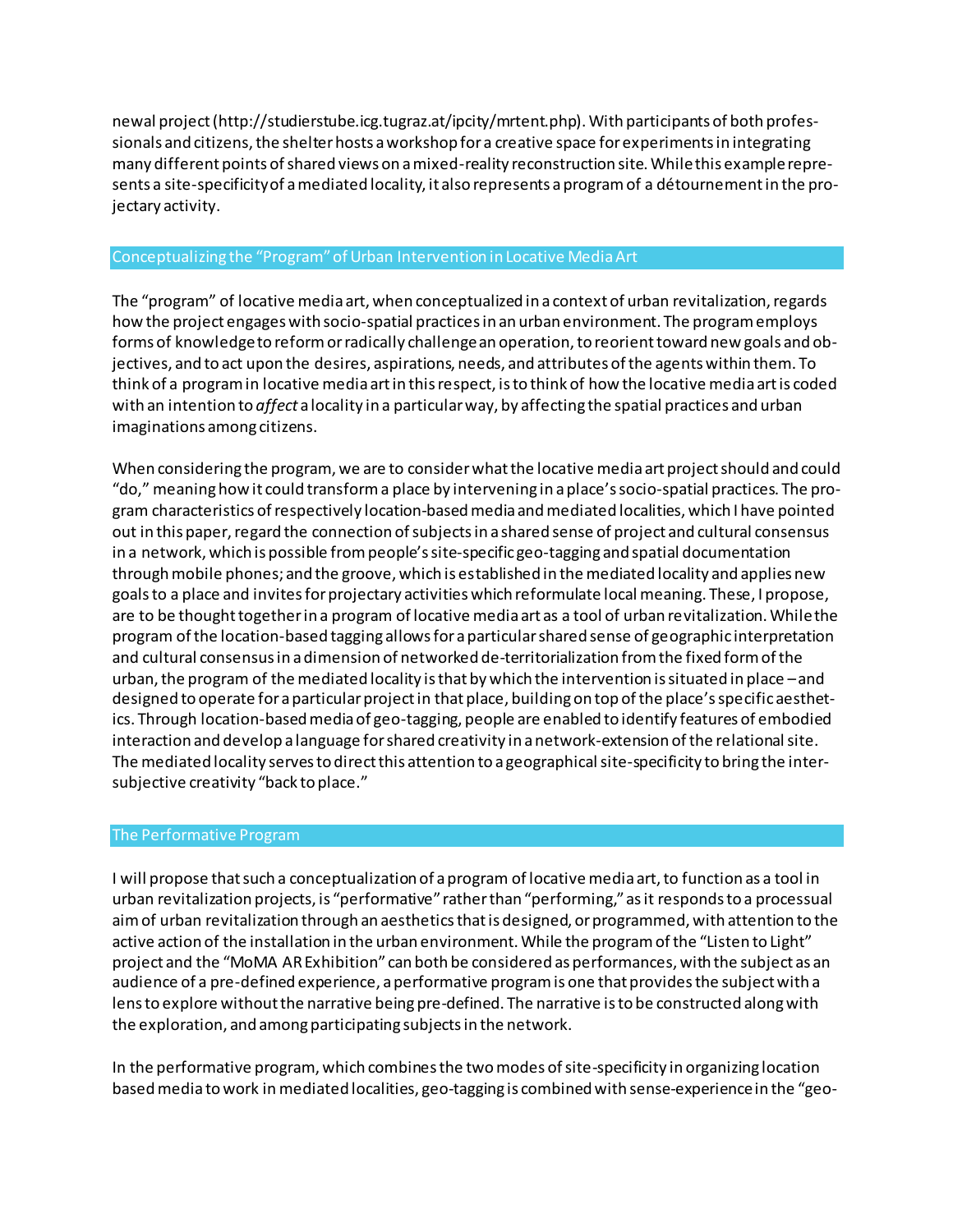newal project (http://studierstube.icg.tugraz.at/ipcity/mrtent.php). With participants of both professionals and citizens, the shelter hosts a workshop for a creative space for experiments in integrating many different points of shared views on a mixed-reality reconstruction site. While this example represents a site-specificity of a mediated locality, it also represents a program of a détournement in the projectary activity.

## Conceptualizing the "Program" of Urban Intervention in Locative Media Art

The "program" of locative media art, when conceptualized in a context of urban revitalization, regards how the project engages with socio-spatial practices in an urban environment. The program employs forms of knowledge to reform or radically challenge an operation, to reorient toward new goals and objectives, and to act upon the desires, aspirations, needs, and attributes of the agents within them. To think of a program in locative media art in this respect, is to think of how the locative media art is coded with an intention to *affect* a locality in a particular way, by affecting the spatial practices and urban imaginations among citizens.

When considering the program, we are to consider what the locative media art project should and could "do," meaning how it could transform a place by intervening in a place's socio-spatial practices. The program characteristics of respectively location-based media and mediated localities, which I have pointed out in this paper, regard the connection of subjects in a shared sense of project and cultural consensus in a network, which is possible from people's site-specific geo-tagging and spatial documentation through mobile phones; and the groove, which is established in the mediated locality and applies new goals to a place and invites for projectary activities which reformulate local meaning. These, I propose, are to be thought together in a program of locative media art as a tool of urban revitalization. While the program of the location-based tagging allows for a particular shared sense of geographic interpretation and cultural consensus in a dimension of networked de-territorialization from the fixed form of the urban, the program of the mediated locality is that by which the intervention is situated in place – and designed to operate for a particular project in that place, building on top of the place's specific aesthetics. Through location-based media of geo-tagging, people are enabled to identify features of embodied interaction and develop a language for shared creativity in a network-extension of the relational site. The mediated locality serves to direct this attention to a geographical site-specificity to bring the intersubjective creativity "back to place."

## The Performative Program

I will propose that such a conceptualization of a program of locative media art, to function as a tool in urban revitalization projects, is "performative" rather than "performing," as it responds to a processual aim of urban revitalization through an aesthetics that is designed, or programmed, with attention to the active action of the installation in the urban environment. While the program of the "Listen to Light" project and the "MoMA AR Exhibition" can both be considered as performances, with the subject as an audience of a pre-defined experience, a performative program is one that provides the subject with a lens to explore without the narrative being pre-defined. The narrative is to be constructed along with the exploration, and among participating subjects in the network.

In the performative program, which combines the two modes of site-specificity in organizing location based media to work in mediated localities, geo-tagging is combined with sense-experience in the "geo-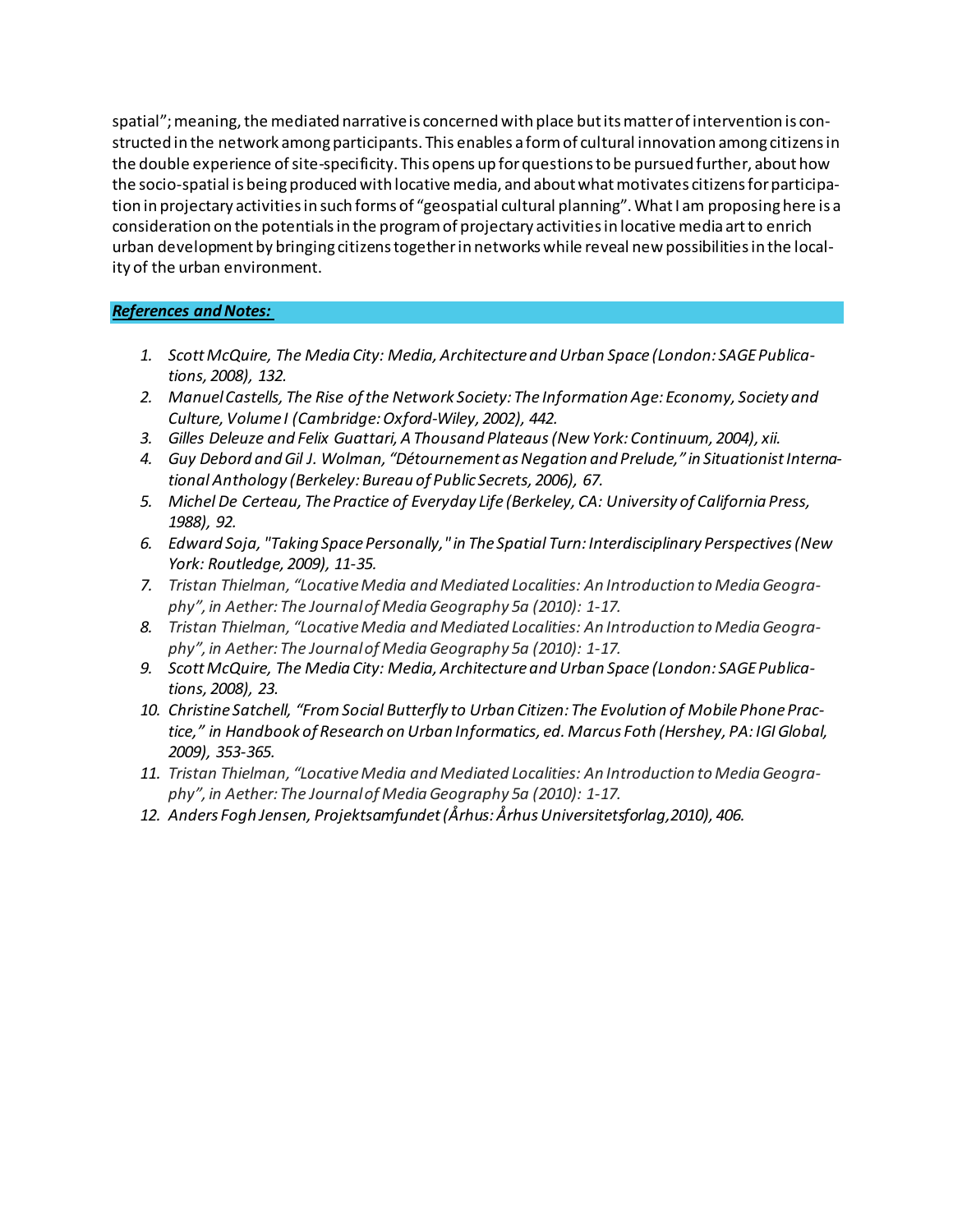spatial"; meaning, the mediated narrative is concerned with place but its matter of intervention is constructed in the network among participants. This enables a form of cultural innovation among citizens in the double experience of site-specificity. This opens up for questions to be pursued further, about how the socio-spatial is being produced with locative media, and about what motivates citizens for participation in projectary activities in such forms of "geospatial cultural planning". What I am proposing here is a consideration on the potentials in the program of projectary activities in locative media art to enrich urban development by bringing citizens together in networks while reveal new possibilities in the locality of the urban environment.

***References and Notes:***

1. *Scott McQuire, The Media City: Media, Architecture and Urban Space (London: SAGE Publications, 2008), 132.*
2. *Manuel Castells, The Rise of the Network Society: The Information Age: Economy, Society and Culture, Volume I (Cambridge: Oxford-Wiley, 2002), 442.*
3. *Gilles Deleuze and Felix Guattari, A Thousand Plateaus (New York: Continuum, 2004), xii.*
4. *Guy Debord and Gil J. Wolman, "Détournement as Negation and Prelude," in Situationist International Anthology (Berkeley: Bureau of Public Secrets, 2006), 67.*
5. *Michel De Certeau, The Practice of Everyday Life (Berkeley, CA: University of California Press, 1988), 92.*
6. *Edward Soja, "Taking Space Personally," in The Spatial Turn: Interdisciplinary Perspectives (New York: Routledge, 2009), 11-35.*
7. *Tristan Thielman, "Locative Media and Mediated Localities: An Introduction to Media Geography", in Aether: The Journal of Media Geography 5a (2010): 1-17.*
8. *Tristan Thielman, "Locative Media and Mediated Localities: An Introduction to Media Geography", in Aether: The Journal of Media Geography 5a (2010): 1-17.*
9. *Scott McQuire, The Media City: Media, Architecture and Urban Space (London: SAGE Publications, 2008), 23.*
10. *Christine Satchell, "From Social Butterfly to Urban Citizen: The Evolution of Mobile Phone Practice," in Handbook of Research on Urban Informatics, ed. Marcus Foth (Hershey, PA: IGI Global, 2009), 353-365.*
11. *Tristan Thielman, "Locative Media and Mediated Localities: An Introduction to Media Geography", in Aether: The Journal of Media Geography 5a (2010): 1-17.*
12. *Anders Fogh Jensen, Projektsamfundet (Århus: Århus Universitetsforlag, 2010), 406.*